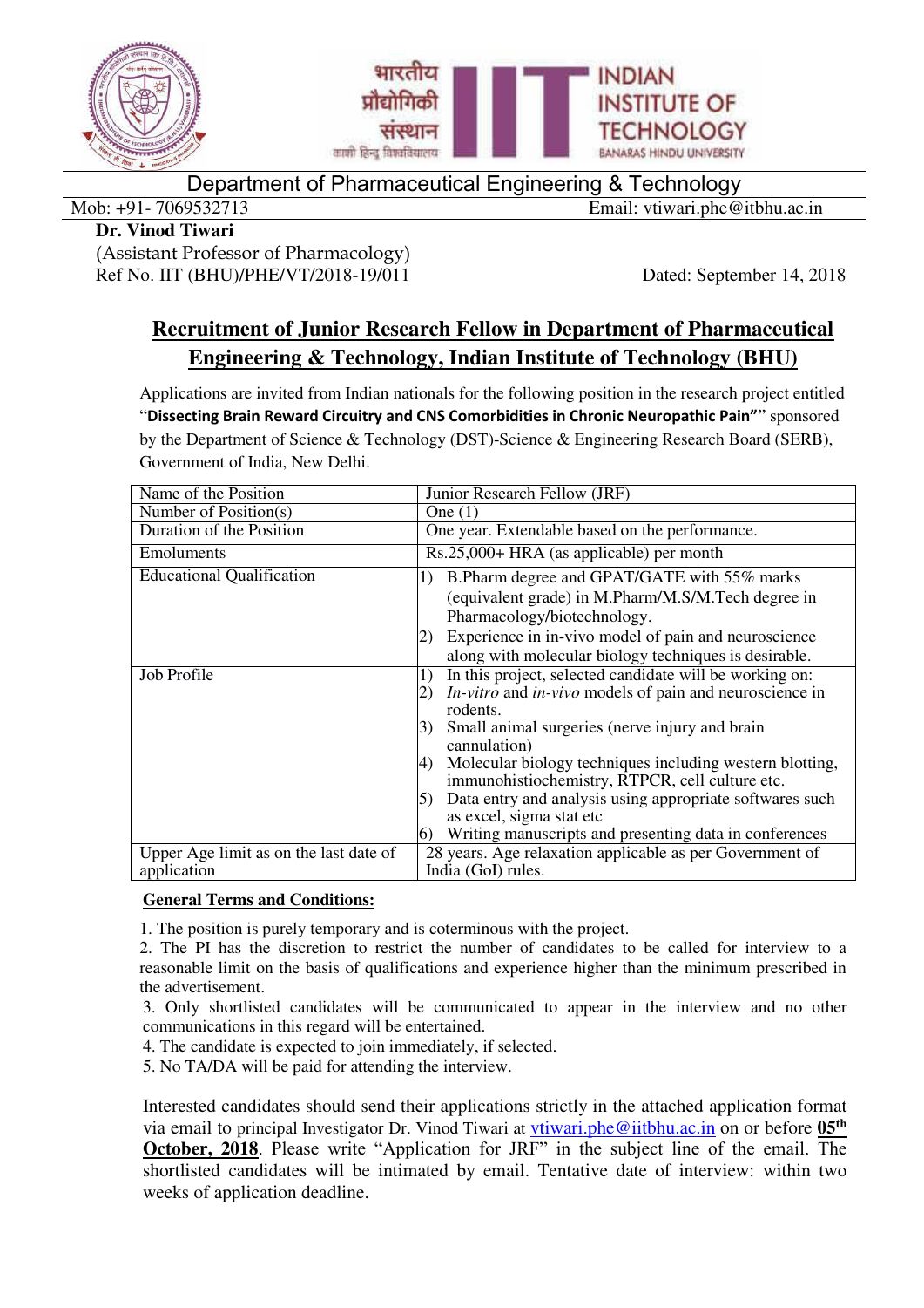भारतीय प्रौद्योगिकी संस्थान
काशी हिन्दू विश्वविद्यालय

INDIAN INSTITUTE OF TECHNOLOGY
BANARAS HINDU UNIVERSITY

Department of Pharmaceutical Engineering & Technology

Mob: +91- 7069532713 Email: vtiwari.phe@itbhu.ac.in

**Dr. Vinod Tiwari**
(Assistant Professor of Pharmacology)
Ref No. IIT (BHU)/PHE/VT/2018-19/011 Dated: September 14, 2018

## Recruitment of Junior Research Fellow in Department of Pharmaceutical Engineering & Technology, Indian Institute of Technology (BHU)

Applications are invited from Indian nationals for the following position in the research project entitled "**Dissecting Brain Reward Circuitry and CNS Comorbidities in Chronic Neuropathic Pain"**" sponsored by the Department of Science & Technology (DST)-Science & Engineering Research Board (SERB), Government of India, New Delhi.

| Name of the Position | Junior Research Fellow (JRF) |
|---|---|
| Number of Position(s) | One (1) |
| Duration of the Position | One year. Extendable based on the performance. |
| Emoluments | Rs.25,000+ HRA (as applicable) per month |
| Educational Qualification | 1) B.Pharm degree and GPAT/GATE with 55% marks (equivalent grade) in M.Pharm/M.S/M.Tech degree in Pharmacology/biotechnology.<br>2) Experience in in-vivo model of pain and neuroscience along with molecular biology techniques is desirable. |
| Job Profile | 1) In this project, selected candidate will be working on:<br>2) *In-vitro* and *in-vivo* models of pain and neuroscience in rodents.<br>3) Small animal surgeries (nerve injury and brain cannulation)<br>4) Molecular biology techniques including western blotting, immunohistiochemistry, RTPCR, cell culture etc.<br>5) Data entry and analysis using appropriate softwares such as excel, sigma stat etc<br>6) Writing manuscripts and presenting data in conferences |
| Upper Age limit as on the last date of application | 28 years. Age relaxation applicable as per Government of India (GoI) rules. |

**General Terms and Conditions:**

1. The position is purely temporary and is coterminous with the project.
2. The PI has the discretion to restrict the number of candidates to be called for interview to a reasonable limit on the basis of qualifications and experience higher than the minimum prescribed in the advertisement.
3. Only shortlisted candidates will be communicated to appear in the interview and no other communications in this regard will be entertained.
4. The candidate is expected to join immediately, if selected.
5. No TA/DA will be paid for attending the interview.

Interested candidates should send their applications strictly in the attached application format via email to principal Investigator Dr. Vinod Tiwari at vtiwari.phe@iitbhu.ac.in on or before **05th October, 2018**. Please write "Application for JRF" in the subject line of the email. The shortlisted candidates will be intimated by email. Tentative date of interview: within two weeks of application deadline.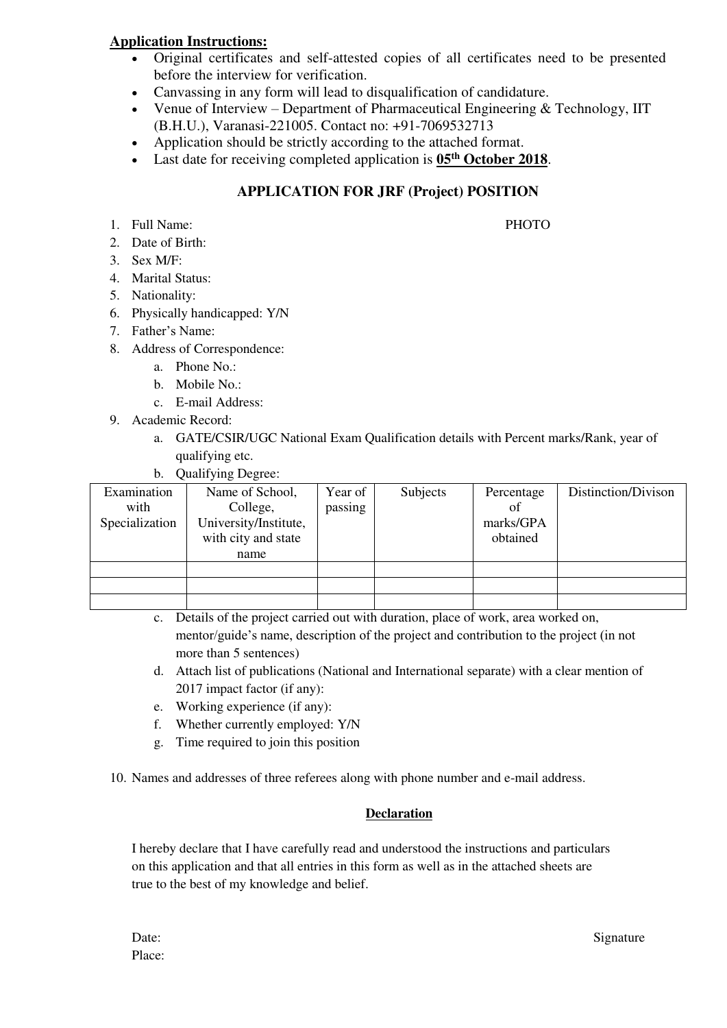**Application Instructions:**

- Original certificates and self-attested copies of all certificates need to be presented before the interview for verification.
- Canvassing in any form will lead to disqualification of candidature.
- Venue of Interview – Department of Pharmaceutical Engineering & Technology, IIT (B.H.U.), Varanasi-221005. Contact no: +91-7069532713
- Application should be strictly according to the attached format.
- Last date for receiving completed application is **05th October 2018**.

## APPLICATION FOR JRF (Project) POSITION

PHOTO

1. Full Name:
2. Date of Birth:
3. Sex M/F:
4. Marital Status:
5. Nationality:
6. Physically handicapped: Y/N
7. Father's Name:
8. Address of Correspondence:
    a. Phone No.:
    b. Mobile No.:
    c. E-mail Address:
9. Academic Record:
    a. GATE/CSIR/UGC National Exam Qualification details with Percent marks/Rank, year of qualifying etc.
    b. Qualifying Degree:

| Examination with Specialization | Name of School, College, University/Institute, with city and state name | Year of passing | Subjects | Percentage of marks/GPA obtained | Distinction/Divison |
|---|---|---|---|---|---|
| | | | | | |
| | | | | | |
| | | | | | |

    c. Details of the project carried out with duration, place of work, area worked on, mentor/guide's name, description of the project and contribution to the project (in not more than 5 sentences)
    d. Attach list of publications (National and International separate) with a clear mention of 2017 impact factor (if any):
    e. Working experience (if any):
    f. Whether currently employed: Y/N
    g. Time required to join this position

10. Names and addresses of three referees along with phone number and e-mail address.

**Declaration**

I hereby declare that I have carefully read and understood the instructions and particulars on this application and that all entries in this form as well as in the attached sheets are true to the best of my knowledge and belief.

Date:

Place:

Signature